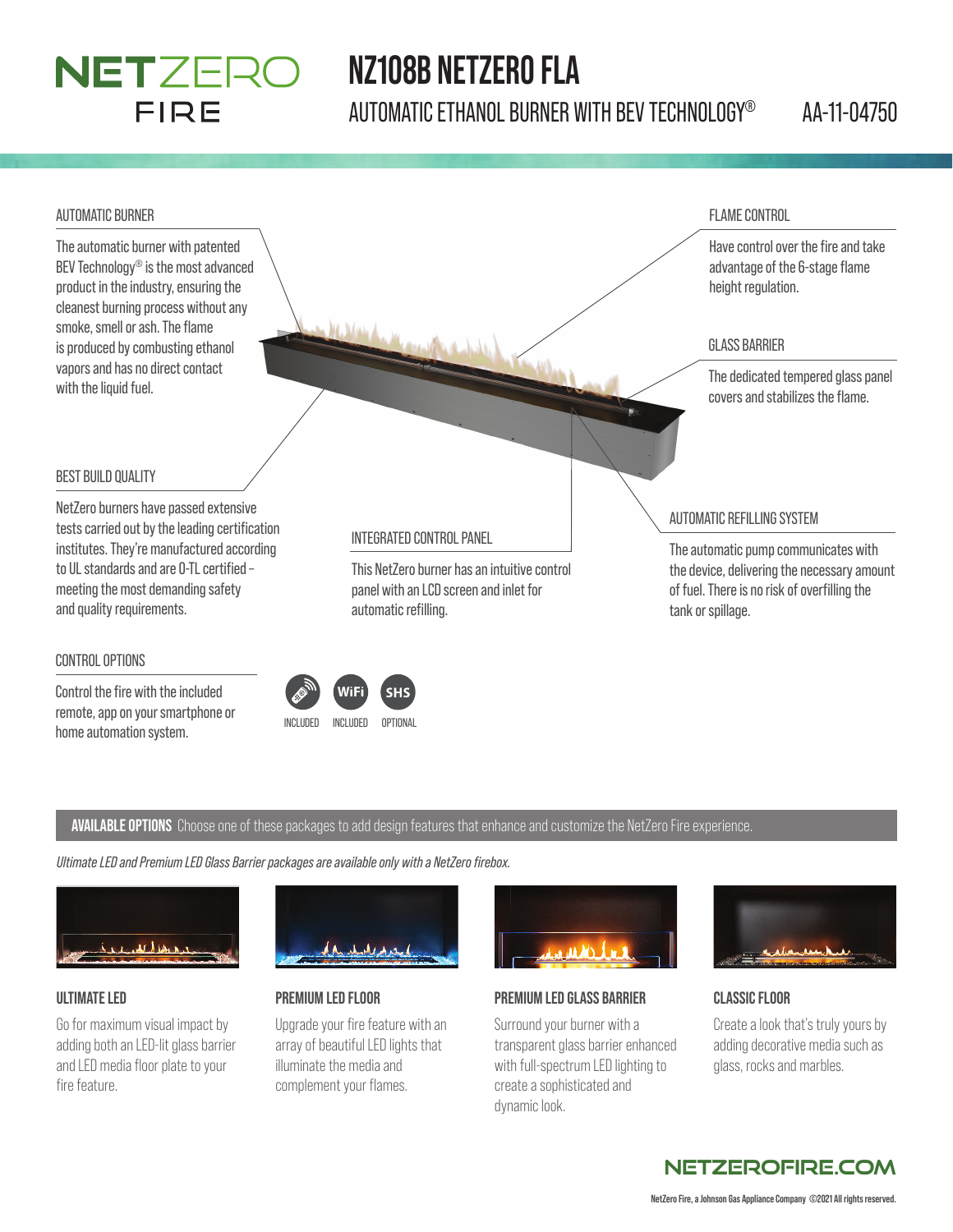# NETZERO FIRE

# NZ108B NETZERO FLA

AUTOMATIC ETHANOL BURNER WITH BEV TECHNOLOGY® AA-11-04750

### AUTOMATIC BURNER

The automatic burner with patented BEV Technology® is the most advanced product in the industry, ensuring the cleanest burning process without any smoke, smell or ash. The flame is produced by combusting ethanol vapors and has no direct contact with the liquid fuel.

### BEST BUILD QUALITY

NetZero burners have passed extensive tests carried out by the leading certification institutes. They're manufactured according to UL standards and are O-TL certified – meeting the most demanding safety and quality requirements.

### FLAME CONTROL

Have control over the fire and take advantage of the 6-stage flame height regulation.

### GLASS BARRIER

The dedicated tempered glass panel covers and stabilizes the flame.

### INTEGRATED CONTROL PANEL

This NetZero burner has an intuitive control panel with an LCD screen and inlet for automatic refilling.

### AUTOMATIC REFILLING SYSTEM

The automatic pump communicates with the device, delivering the necessary amount of fuel. There is no risk of overfilling the tank or spillage.

### CONTROL OPTIONS

Control the fire with the included remote, app on your smartphone or home automation system.

Remote: INCLUDED | WiFi: INCLUDED | SHS: OPTIONAL

**AVAILABLE OPTIONS** Choose one of these packages to add design features that enhance and customize the NetZero Fire experience.

*Ultimate LED and Premium LED Glass Barrier packages are available only with a NetZero firebox.*

### ULTIMATE LED

Go for maximum visual impact by adding both an LED-lit glass barrier and LED media floor plate to your fire feature.

### PREMIUM LED FLOOR

Upgrade your fire feature with an array of beautiful LED lights that illuminate the media and complement your flames.

### PREMIUM LED GLASS BARRIER

Surround your burner with a transparent glass barrier enhanced with full-spectrum LED lighting to create a sophisticated and dynamic look.

### CLASSIC FLOOR

Create a look that's truly yours by adding decorative media such as glass, rocks and marbles.

NETZEROFIRE.COM

NetZero Fire, a Johnson Gas Appliance Company ©2021 All rights reserved.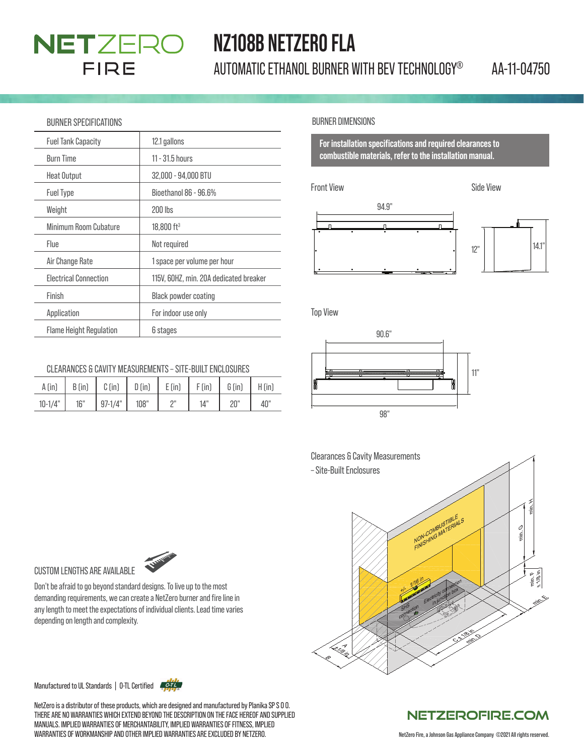# NZ108B NETZERO FLA

## AUTOMATIC ETHANOL BURNER WITH BEV TECHNOLOGY®

AA-11-04750

### BURNER SPECIFICATIONS

| | |
|---|---|
| Fuel Tank Capacity | 12.1 gallons |
| Burn Time | 11 - 31.5 hours |
| Heat Output | 32,000 - 94,000 BTU |
| Fuel Type | Bioethanol 86 - 96.6% |
| Weight | 200 lbs |
| Minimum Room Cubature | 18,800 ft³ |
| Flue | Not required |
| Air Change Rate | 1 space per volume per hour |
| Electrical Connection | 115V, 60HZ, min. 20A dedicated breaker |
| Finish | Black powder coating |
| Application | For indoor use only |
| Flame Height Regulation | 6 stages |

### CLEARANCES & CAVITY MEASUREMENTS – SITE-BUILT ENCLOSURES

| A (in) | B (in) | C (in) | D (in) | E (in) | F (in) | G (in) | H (in) |
|---|---|---|---|---|---|---|---|
| 10-1/4" | 16" | 97-1/4" | 108" | 2" | 14" | 20" | 40" |

### BURNER DIMENSIONS

**For installation specifications and required clearances to combustible materials, refer to the installation manual.**

Front View

94.9"

Side View

12"

14.1"

Top View

90.6"

11"

98"

Clearances & Cavity Measurements – Site-Built Enclosures

NON-COMBUSTIBLE FINISHING MATERIALS

+/- 1/16 in

SHS connection

Electricity connection in junction box

min. H

min. G

min. F ± 1/8 in

min. E

C ± 1/8 in

min. D

A ± 1/8 in

B

### CUSTOM LENGTHS ARE AVAILABLE

Don't be afraid to go beyond standard designs. To live up to the most demanding requirements, we can create a NetZero burner and fire line in any length to meet the expectations of individual clients. Lead time varies depending on length and complexity.

Manufactured to UL Standards | O-TL Certified

NetZero is a distributor of these products, which are designed and manufactured by Planika SP S O O. THERE ARE NO WARRANTIES WHICH EXTEND BEYOND THE DESCRIPTION ON THE FACE HEREOF AND SUPPLIED MANUALS. IMPLIED WARRANTIES OF MERCHANTABILITY, IMPLIED WARRANTIES OF FITNESS, IMPLIED WARRANTIES OF WORKMANSHIP AND OTHER IMPLIED WARRANTIES ARE EXCLUDED BY NETZERO.

NETZEROFIRE.COM

NetZero Fire, a Johnson Gas Appliance Company ©2021 All rights reserved.